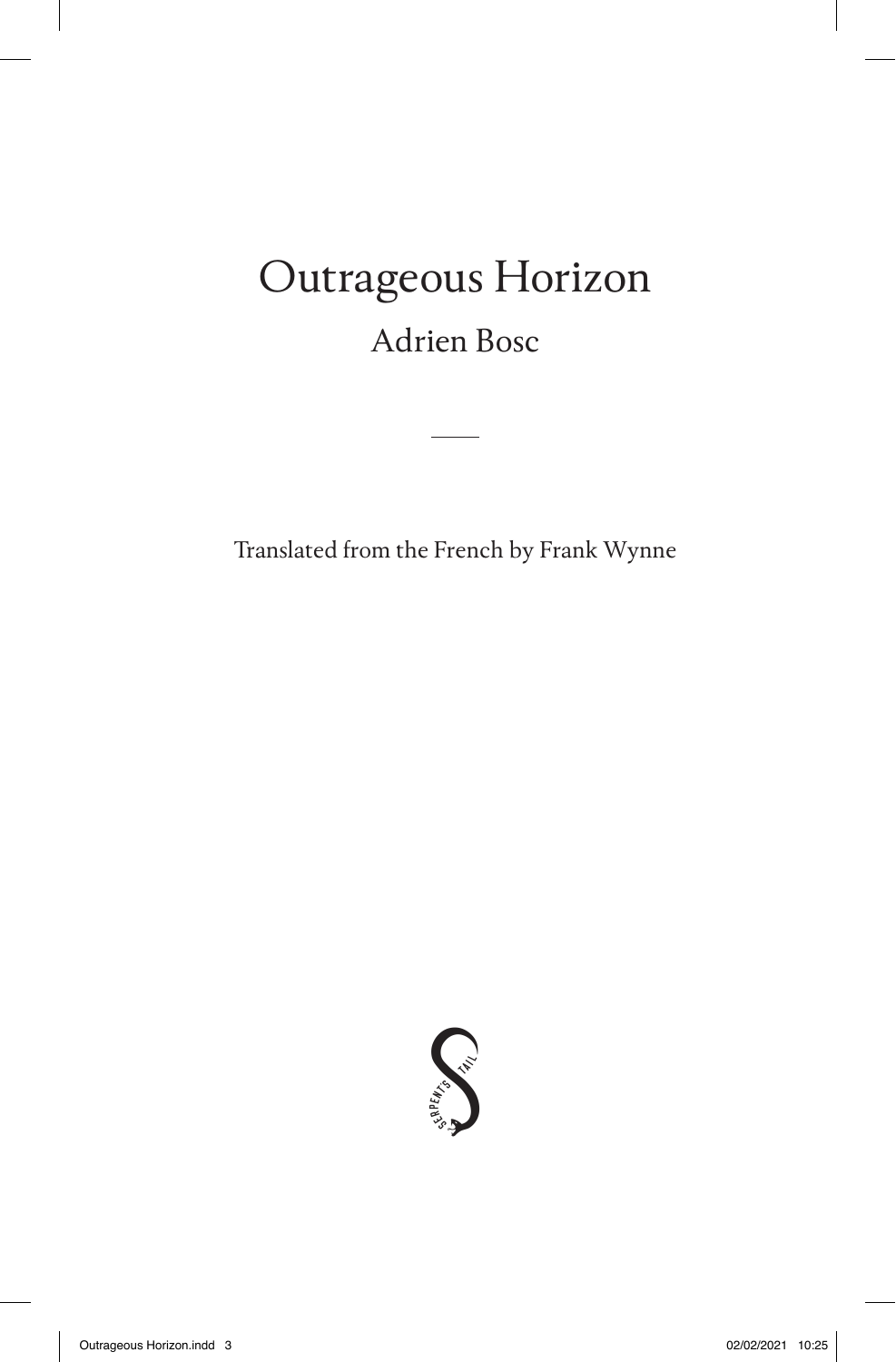# Outrageous Horizon

## Adrien Bosc

Translated from the French by Frank Wynne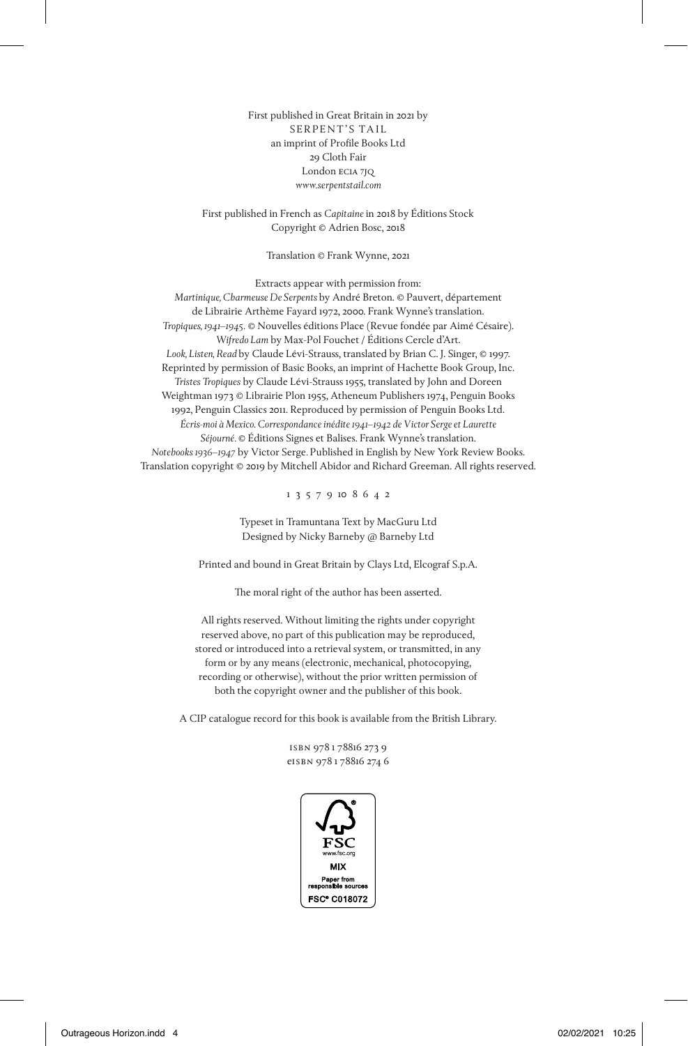First published in Great Britain in 2021 by
SERPENT'S TAIL
an imprint of Profile Books Ltd
29 Cloth Fair
London EC1A 7JQ
*www.serpentstail.com*

First published in French as *Capitaine* in 2018 by Éditions Stock
Copyright © Adrien Bosc, 2018

Translation © Frank Wynne, 2021

Extracts appear with permission from:
*Martinique, Charmeuse De Serpents* by André Breton. © Pauvert, département de Librairie Arthème Fayard 1972, 2000. Frank Wynne's translation.
*Tropiques, 1941–1945*. © Nouvelles éditions Place (Revue fondée par Aimé Césaire).
*Wifredo Lam* by Max-Pol Fouchet / Éditions Cercle d'Art.
*Look, Listen, Read* by Claude Lévi-Strauss, translated by Brian C. J. Singer, © 1997. Reprinted by permission of Basic Books, an imprint of Hachette Book Group, Inc.
*Tristes Tropiques* by Claude Lévi-Strauss 1955, translated by John and Doreen Weightman 1973 © Librairie Plon 1955, Atheneum Publishers 1974, Penguin Books 1992, Penguin Classics 2011. Reproduced by permission of Penguin Books Ltd.
*Écris-moi à Mexico. Correspondance inédite 1941–1942 de Victor Serge et Laurette Séjourné*. © Éditions Signes et Balises. Frank Wynne's translation.
*Notebooks 1936–1947* by Victor Serge. Published in English by New York Review Books. Translation copyright © 2019 by Mitchell Abidor and Richard Greeman. All rights reserved.

1 3 5 7 9 10 8 6 4 2

Typeset in Tramuntana Text by MacGuru Ltd
Designed by Nicky Barneby @ Barneby Ltd

Printed and bound in Great Britain by Clays Ltd, Elcograf S.p.A.

The moral right of the author has been asserted.

All rights reserved. Without limiting the rights under copyright reserved above, no part of this publication may be reproduced, stored or introduced into a retrieval system, or transmitted, in any form or by any means (electronic, mechanical, photocopying, recording or otherwise), without the prior written permission of both the copyright owner and the publisher of this book.

A CIP catalogue record for this book is available from the British Library.

ISBN 978 1 78816 273 9
eISBN 978 1 78816 274 6

FSC
www.fsc.org
MIX
Paper from responsible sources
FSC® C018072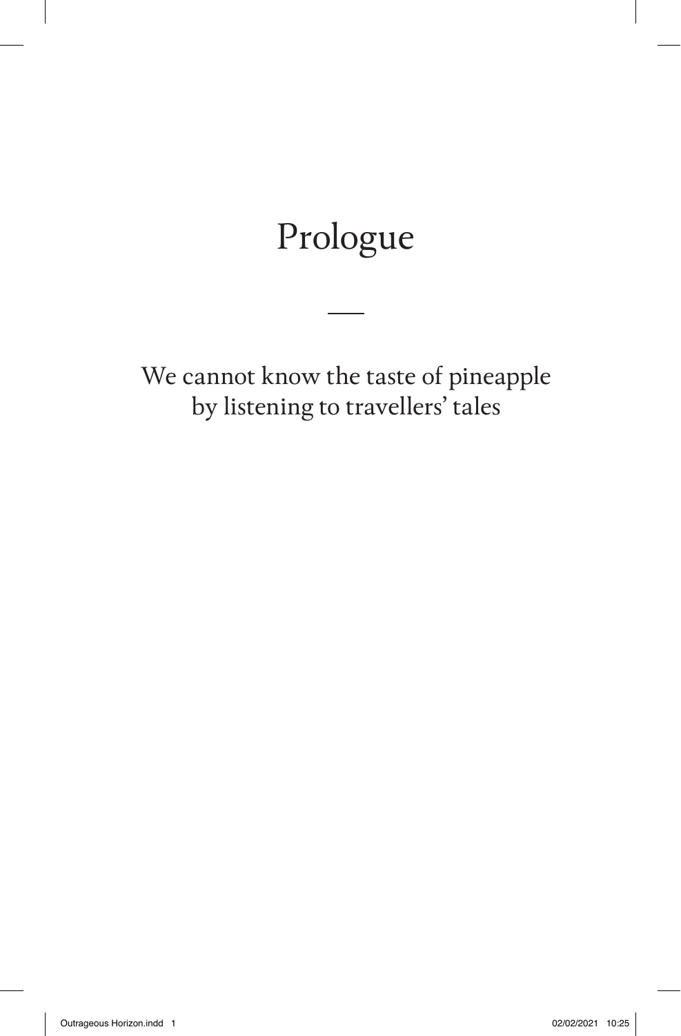# Prologue

We cannot know the taste of pineapple by listening to travellers' tales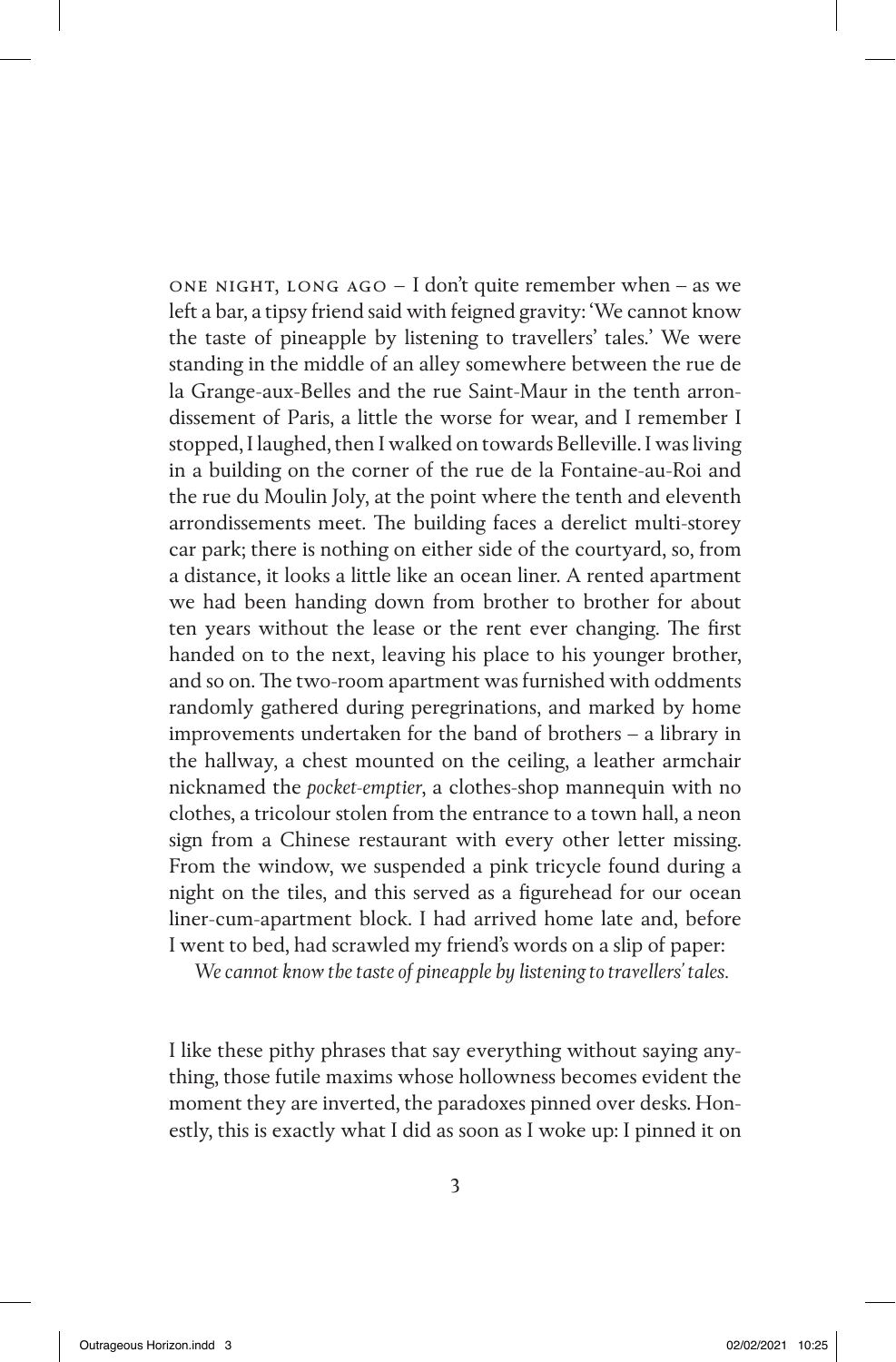ONE NIGHT, LONG AGO – I don't quite remember when – as we left a bar, a tipsy friend said with feigned gravity: 'We cannot know the taste of pineapple by listening to travellers' tales.' We were standing in the middle of an alley somewhere between the rue de la Grange-aux-Belles and the rue Saint-Maur in the tenth arrondissement of Paris, a little the worse for wear, and I remember I stopped, I laughed, then I walked on towards Belleville. I was living in a building on the corner of the rue de la Fontaine-au-Roi and the rue du Moulin Joly, at the point where the tenth and eleventh arrondissements meet. The building faces a derelict multi-storey car park; there is nothing on either side of the courtyard, so, from a distance, it looks a little like an ocean liner. A rented apartment we had been handing down from brother to brother for about ten years without the lease or the rent ever changing. The first handed on to the next, leaving his place to his younger brother, and so on. The two-room apartment was furnished with oddments randomly gathered during peregrinations, and marked by home improvements undertaken for the band of brothers – a library in the hallway, a chest mounted on the ceiling, a leather armchair nicknamed the *pocket-emptier*, a clothes-shop mannequin with no clothes, a tricolour stolen from the entrance to a town hall, a neon sign from a Chinese restaurant with every other letter missing. From the window, we suspended a pink tricycle found during a night on the tiles, and this served as a figurehead for our ocean liner-cum-apartment block. I had arrived home late and, before I went to bed, had scrawled my friend's words on a slip of paper:

*We cannot know the taste of pineapple by listening to travellers' tales.*

I like these pithy phrases that say everything without saying anything, those futile maxims whose hollowness becomes evident the moment they are inverted, the paradoxes pinned over desks. Honestly, this is exactly what I did as soon as I woke up: I pinned it on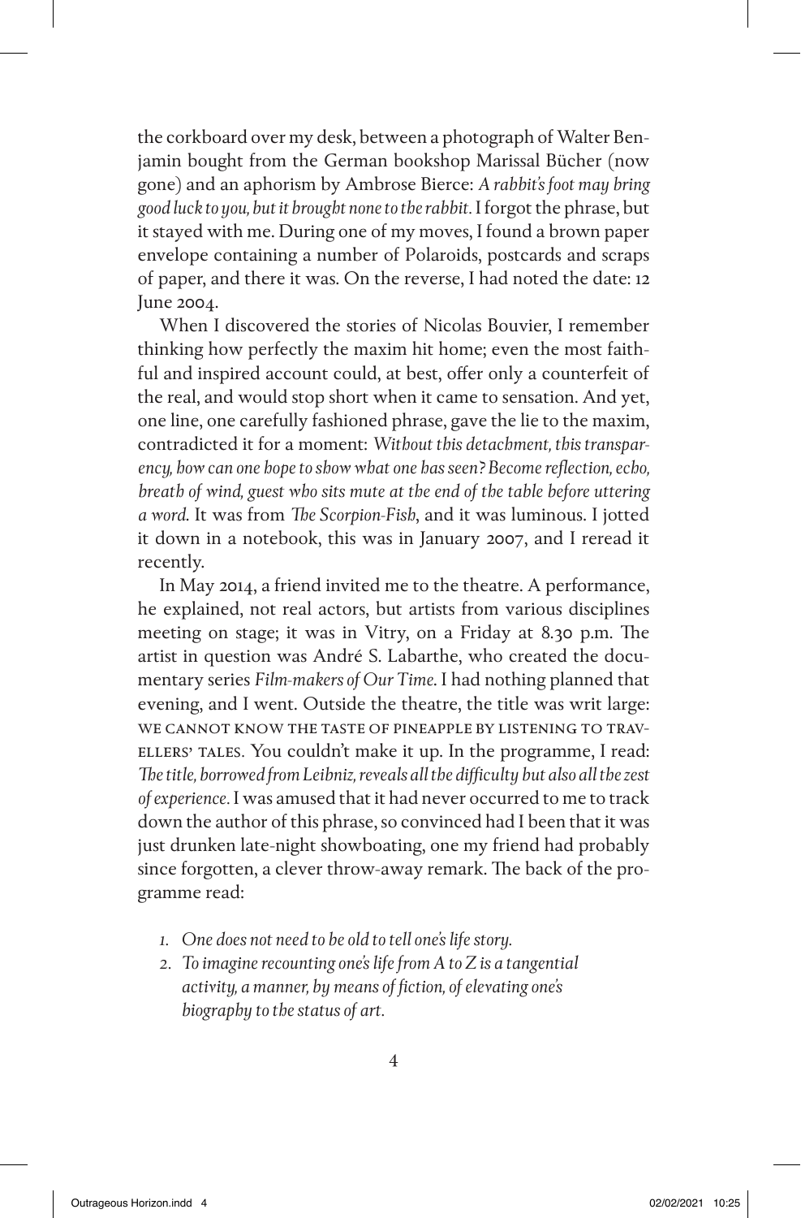the corkboard over my desk, between a photograph of Walter Benjamin bought from the German bookshop Marissal Bücher (now gone) and an aphorism by Ambrose Bierce: *A rabbit's foot may bring good luck to you, but it brought none to the rabbit.* I forgot the phrase, but it stayed with me. During one of my moves, I found a brown paper envelope containing a number of Polaroids, postcards and scraps of paper, and there it was. On the reverse, I had noted the date: 12 June 2004.

When I discovered the stories of Nicolas Bouvier, I remember thinking how perfectly the maxim hit home; even the most faithful and inspired account could, at best, offer only a counterfeit of the real, and would stop short when it came to sensation. And yet, one line, one carefully fashioned phrase, gave the lie to the maxim, contradicted it for a moment: *Without this detachment, this transparency, how can one hope to show what one has seen? Become reflection, echo, breath of wind, guest who sits mute at the end of the table before uttering a word.* It was from *The Scorpion-Fish*, and it was luminous. I jotted it down in a notebook, this was in January 2007, and I reread it recently.

In May 2014, a friend invited me to the theatre. A performance, he explained, not real actors, but artists from various disciplines meeting on stage; it was in Vitry, on a Friday at 8.30 p.m. The artist in question was André S. Labarthe, who created the documentary series *Film-makers of Our Time*. I had nothing planned that evening, and I went. Outside the theatre, the title was writ large: WE CANNOT KNOW THE TASTE OF PINEAPPLE BY LISTENING TO TRAVELLERS' TALES. You couldn't make it up. In the programme, I read: *The title, borrowed from Leibniz, reveals all the difficulty but also all the zest of experience.* I was amused that it had never occurred to me to track down the author of this phrase, so convinced had I been that it was just drunken late-night showboating, one my friend had probably since forgotten, a clever throw-away remark. The back of the programme read:

1. *One does not need to be old to tell one's life story.*
2. *To imagine recounting one's life from A to Z is a tangential activity, a manner, by means of fiction, of elevating one's biography to the status of art.*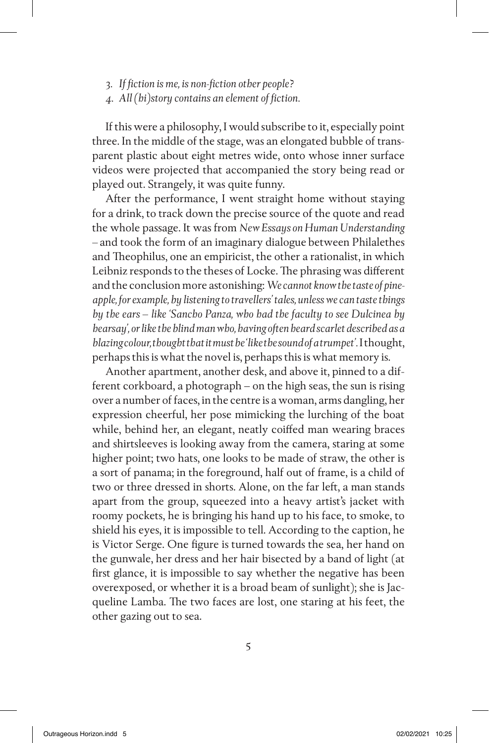3. *If fiction is me, is non-fiction other people?*
4. *All (hi)story contains an element of fiction.*

If this were a philosophy, I would subscribe to it, especially point three. In the middle of the stage, was an elongated bubble of transparent plastic about eight metres wide, onto whose inner surface videos were projected that accompanied the story being read or played out. Strangely, it was quite funny.

After the performance, I went straight home without staying for a drink, to track down the precise source of the quote and read the whole passage. It was from *New Essays on Human Understanding* – and took the form of an imaginary dialogue between Philalethes and Theophilus, one an empiricist, the other a rationalist, in which Leibniz responds to the theses of Locke. The phrasing was different and the conclusion more astonishing: *We cannot know the taste of pineapple, for example, by listening to travellers' tales, unless we can taste things by the ears – like 'Sancho Panza, who had the faculty to see Dulcinea by hearsay', or like the blind man who, having often heard scarlet described as a blazing colour, thought that it must be 'like the sound of a trumpet'.* I thought, perhaps this is what the novel is, perhaps this is what memory is.

Another apartment, another desk, and above it, pinned to a different corkboard, a photograph – on the high seas, the sun is rising over a number of faces, in the centre is a woman, arms dangling, her expression cheerful, her pose mimicking the lurching of the boat while, behind her, an elegant, neatly coiffed man wearing braces and shirtsleeves is looking away from the camera, staring at some higher point; two hats, one looks to be made of straw, the other is a sort of panama; in the foreground, half out of frame, is a child of two or three dressed in shorts. Alone, on the far left, a man stands apart from the group, squeezed into a heavy artist's jacket with roomy pockets, he is bringing his hand up to his face, to smoke, to shield his eyes, it is impossible to tell. According to the caption, he is Victor Serge. One figure is turned towards the sea, her hand on the gunwale, her dress and her hair bisected by a band of light (at first glance, it is impossible to say whether the negative has been overexposed, or whether it is a broad beam of sunlight); she is Jacqueline Lamba. The two faces are lost, one staring at his feet, the other gazing out to sea.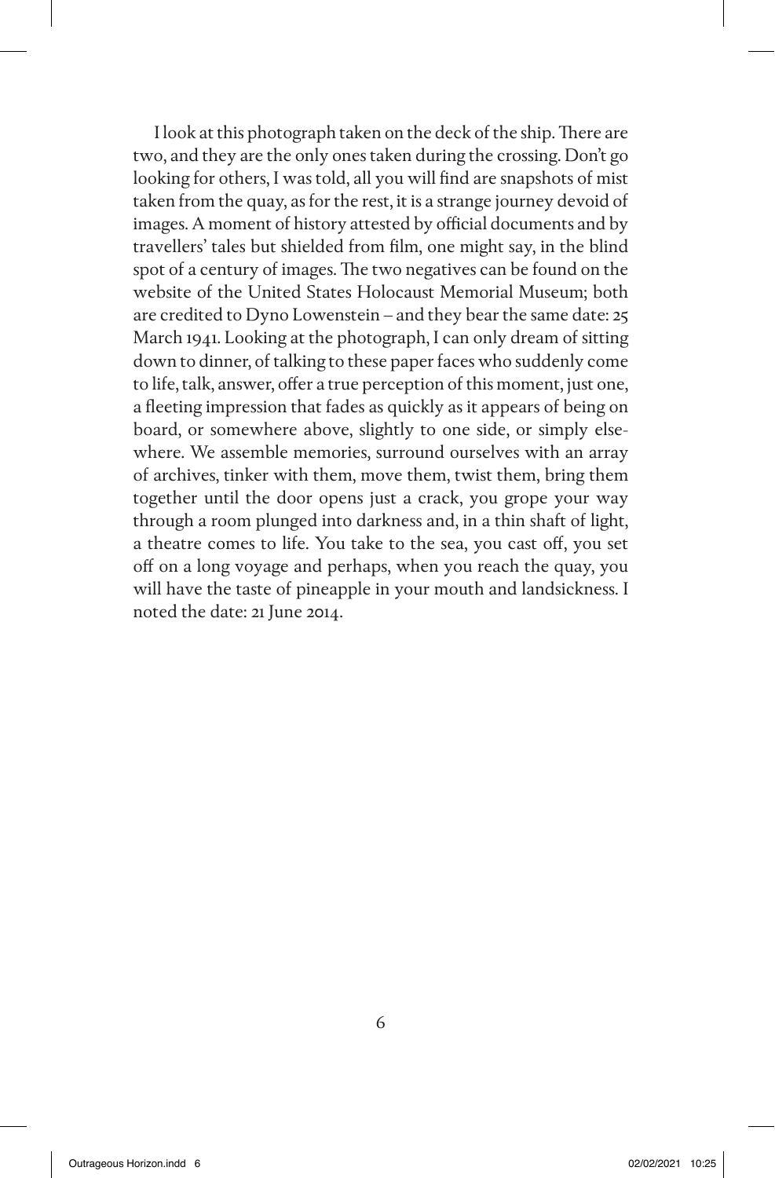I look at this photograph taken on the deck of the ship. There are two, and they are the only ones taken during the crossing. Don't go looking for others, I was told, all you will find are snapshots of mist taken from the quay, as for the rest, it is a strange journey devoid of images. A moment of history attested by official documents and by travellers' tales but shielded from film, one might say, in the blind spot of a century of images. The two negatives can be found on the website of the United States Holocaust Memorial Museum; both are credited to Dyno Lowenstein – and they bear the same date: 25 March 1941. Looking at the photograph, I can only dream of sitting down to dinner, of talking to these paper faces who suddenly come to life, talk, answer, offer a true perception of this moment, just one, a fleeting impression that fades as quickly as it appears of being on board, or somewhere above, slightly to one side, or simply elsewhere. We assemble memories, surround ourselves with an array of archives, tinker with them, move them, twist them, bring them together until the door opens just a crack, you grope your way through a room plunged into darkness and, in a thin shaft of light, a theatre comes to life. You take to the sea, you cast off, you set off on a long voyage and perhaps, when you reach the quay, you will have the taste of pineapple in your mouth and landsickness. I noted the date: 21 June 2014.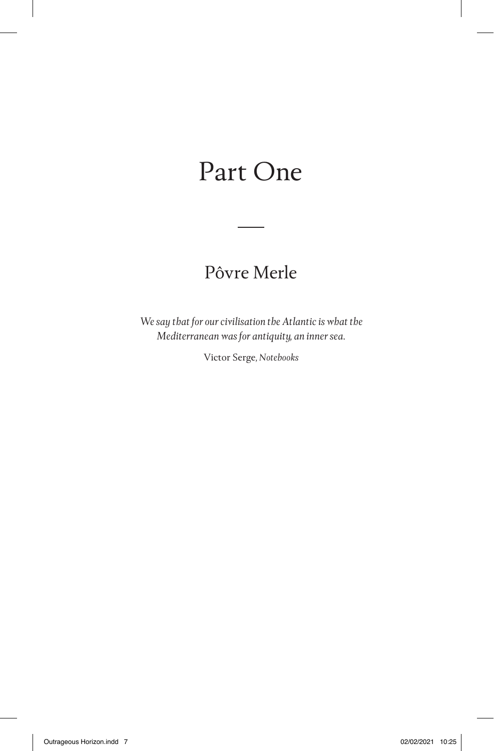# Part One

## Pôvre Merle

*We say that for our civilisation the Atlantic is what the Mediterranean was for antiquity, an inner sea.*

Victor Serge, *Notebooks*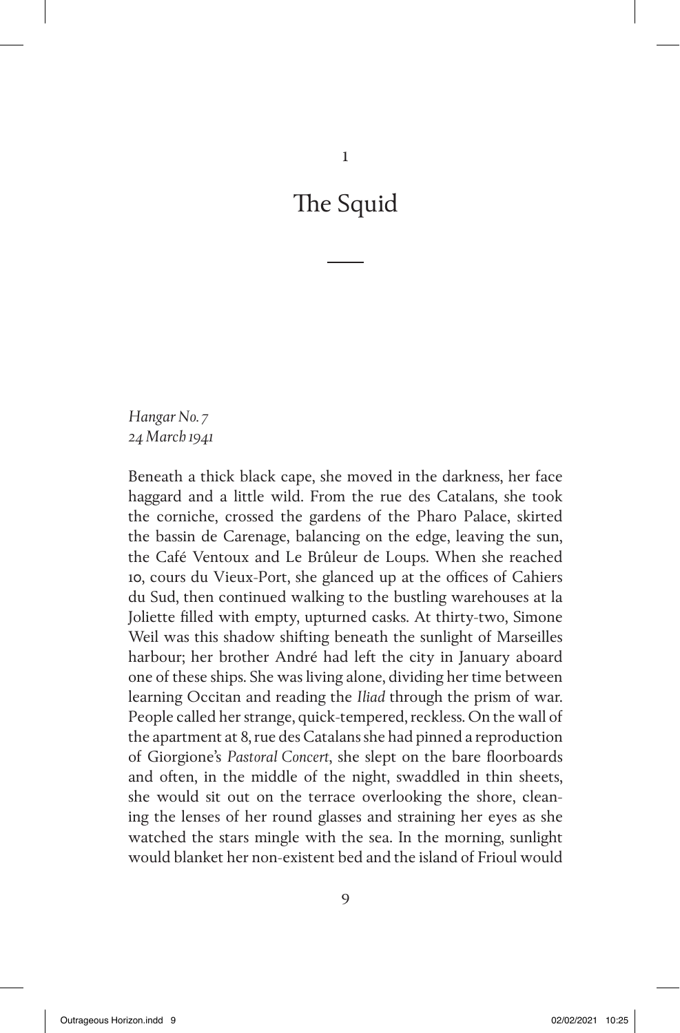# 1

# The Squid

*Hangar No. 7*
*24 March 1941*

Beneath a thick black cape, she moved in the darkness, her face haggard and a little wild. From the rue des Catalans, she took the corniche, crossed the gardens of the Pharo Palace, skirted the bassin de Carenage, balancing on the edge, leaving the sun, the Café Ventoux and Le Brûleur de Loups. When she reached 10, cours du Vieux-Port, she glanced up at the offices of Cahiers du Sud, then continued walking to the bustling warehouses at la Joliette filled with empty, upturned casks. At thirty-two, Simone Weil was this shadow shifting beneath the sunlight of Marseilles harbour; her brother André had left the city in January aboard one of these ships. She was living alone, dividing her time between learning Occitan and reading the *Iliad* through the prism of war. People called her strange, quick-tempered, reckless. On the wall of the apartment at 8, rue des Catalans she had pinned a reproduction of Giorgione's *Pastoral Concert*, she slept on the bare floorboards and often, in the middle of the night, swaddled in thin sheets, she would sit out on the terrace overlooking the shore, cleaning the lenses of her round glasses and straining her eyes as she watched the stars mingle with the sea. In the morning, sunlight would blanket her non-existent bed and the island of Frioul would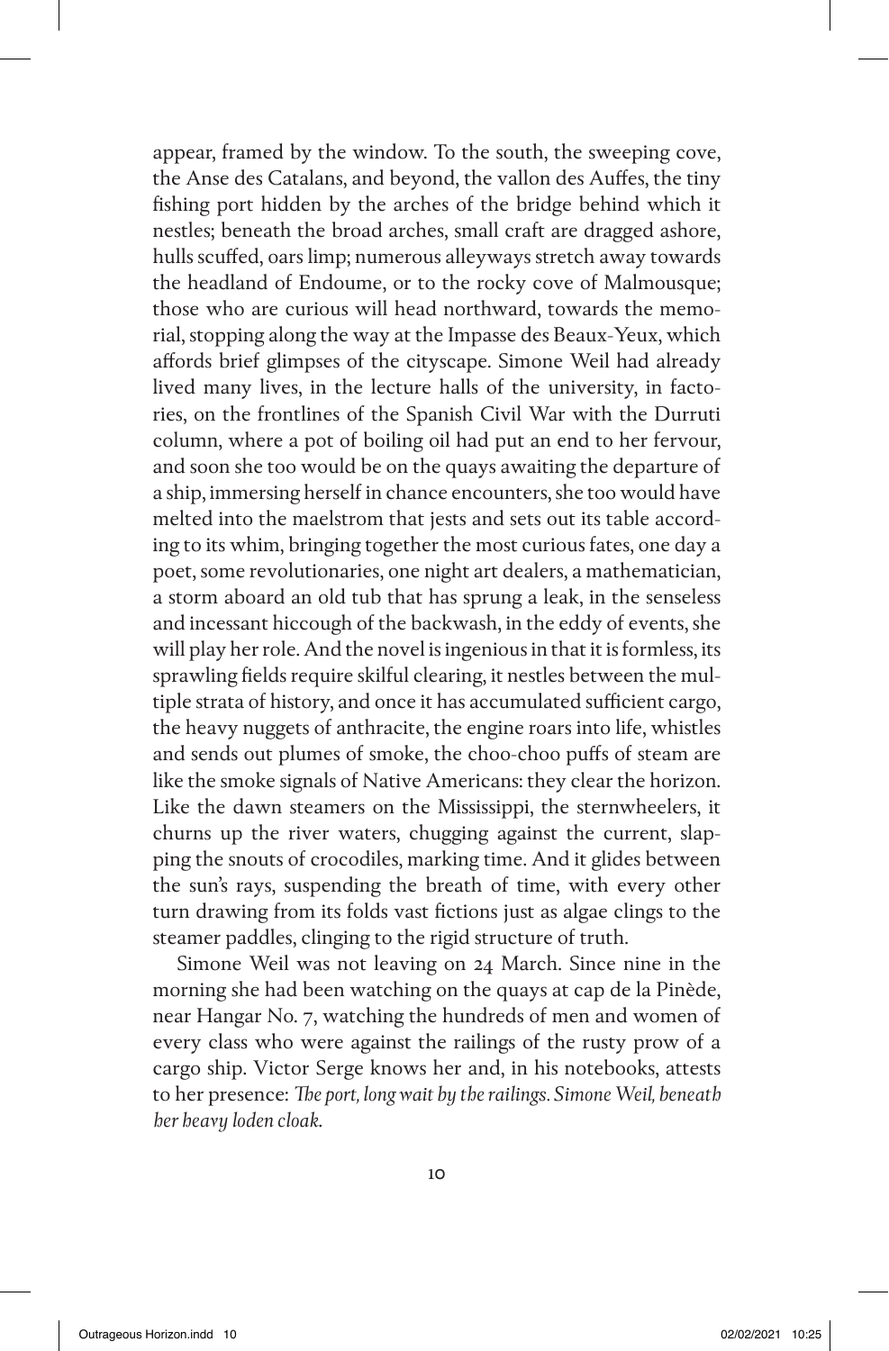appear, framed by the window. To the south, the sweeping cove, the Anse des Catalans, and beyond, the vallon des Auffes, the tiny fishing port hidden by the arches of the bridge behind which it nestles; beneath the broad arches, small craft are dragged ashore, hulls scuffed, oars limp; numerous alleyways stretch away towards the headland of Endoume, or to the rocky cove of Malmousque; those who are curious will head northward, towards the memorial, stopping along the way at the Impasse des Beaux-Yeux, which affords brief glimpses of the cityscape. Simone Weil had already lived many lives, in the lecture halls of the university, in factories, on the frontlines of the Spanish Civil War with the Durruti column, where a pot of boiling oil had put an end to her fervour, and soon she too would be on the quays awaiting the departure of a ship, immersing herself in chance encounters, she too would have melted into the maelstrom that jests and sets out its table according to its whim, bringing together the most curious fates, one day a poet, some revolutionaries, one night art dealers, a mathematician, a storm aboard an old tub that has sprung a leak, in the senseless and incessant hiccough of the backwash, in the eddy of events, she will play her role. And the novel is ingenious in that it is formless, its sprawling fields require skilful clearing, it nestles between the multiple strata of history, and once it has accumulated sufficient cargo, the heavy nuggets of anthracite, the engine roars into life, whistles and sends out plumes of smoke, the choo-choo puffs of steam are like the smoke signals of Native Americans: they clear the horizon. Like the dawn steamers on the Mississippi, the sternwheelers, it churns up the river waters, chugging against the current, slapping the snouts of crocodiles, marking time. And it glides between the sun's rays, suspending the breath of time, with every other turn drawing from its folds vast fictions just as algae clings to the steamer paddles, clinging to the rigid structure of truth.

Simone Weil was not leaving on 24 March. Since nine in the morning she had been watching on the quays at cap de la Pinède, near Hangar No. 7, watching the hundreds of men and women of every class who were against the railings of the rusty prow of a cargo ship. Victor Serge knows her and, in his notebooks, attests to her presence: *The port, long wait by the railings. Simone Weil, beneath her heavy loden cloak.*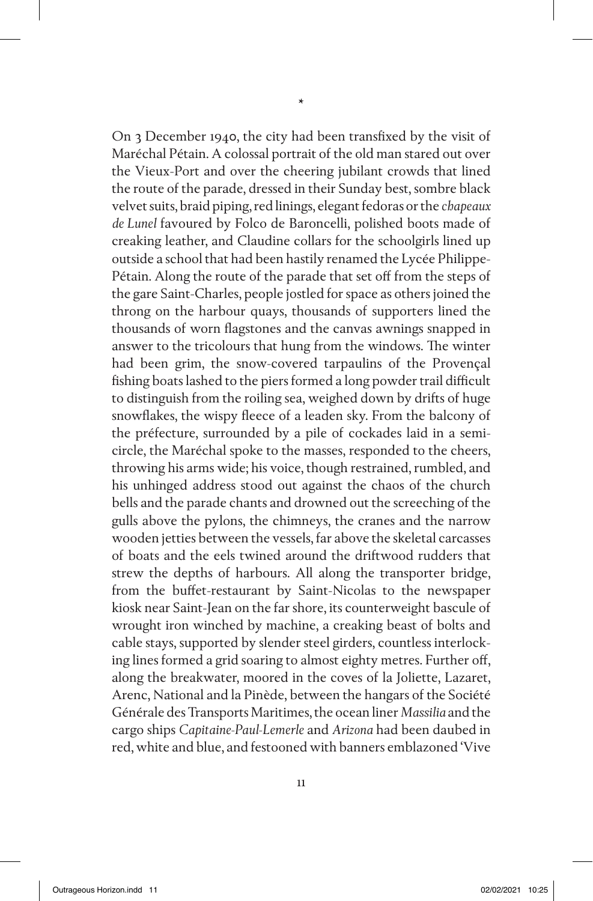*

On 3 December 1940, the city had been transfixed by the visit of Maréchal Pétain. A colossal portrait of the old man stared out over the Vieux-Port and over the cheering jubilant crowds that lined the route of the parade, dressed in their Sunday best, sombre black velvet suits, braid piping, red linings, elegant fedoras or the *chapeaux de Lunel* favoured by Folco de Baroncelli, polished boots made of creaking leather, and Claudine collars for the schoolgirls lined up outside a school that had been hastily renamed the Lycée Philippe-Pétain. Along the route of the parade that set off from the steps of the gare Saint-Charles, people jostled for space as others joined the throng on the harbour quays, thousands of supporters lined the thousands of worn flagstones and the canvas awnings snapped in answer to the tricolours that hung from the windows. The winter had been grim, the snow-covered tarpaulins of the Provençal fishing boats lashed to the piers formed a long powder trail difficult to distinguish from the roiling sea, weighed down by drifts of huge snowflakes, the wispy fleece of a leaden sky. From the balcony of the préfecture, surrounded by a pile of cockades laid in a semi-circle, the Maréchal spoke to the masses, responded to the cheers, throwing his arms wide; his voice, though restrained, rumbled, and his unhinged address stood out against the chaos of the church bells and the parade chants and drowned out the screeching of the gulls above the pylons, the chimneys, the cranes and the narrow wooden jetties between the vessels, far above the skeletal carcasses of boats and the eels twined around the driftwood rudders that strew the depths of harbours. All along the transporter bridge, from the buffet-restaurant by Saint-Nicolas to the newspaper kiosk near Saint-Jean on the far shore, its counterweight bascule of wrought iron winched by machine, a creaking beast of bolts and cable stays, supported by slender steel girders, countless interlocking lines formed a grid soaring to almost eighty metres. Further off, along the breakwater, moored in the coves of la Joliette, Lazaret, Arenc, National and la Pinède, between the hangars of the Société Générale des Transports Maritimes, the ocean liner *Massilia* and the cargo ships *Capitaine-Paul-Lemerle* and *Arizona* had been daubed in red, white and blue, and festooned with banners emblazoned 'Vive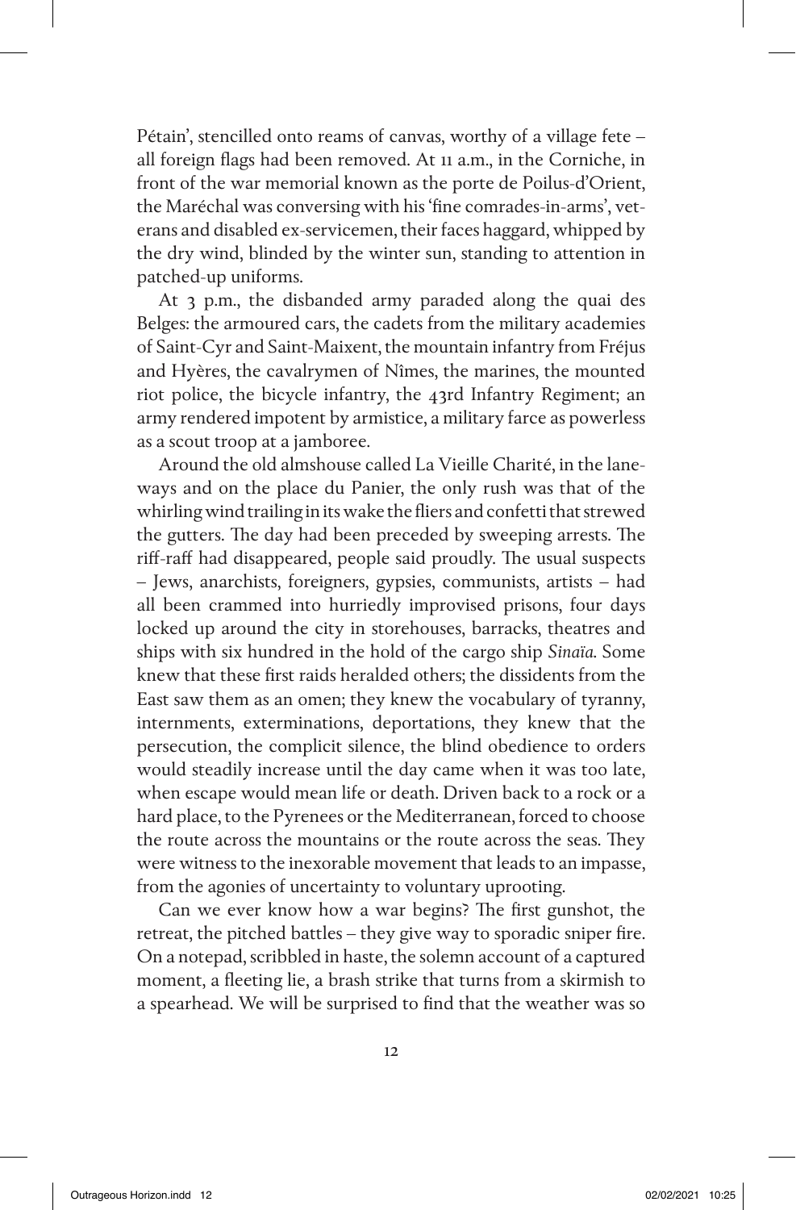Pétain', stencilled onto reams of canvas, worthy of a village fete – all foreign flags had been removed. At 11 a.m., in the Corniche, in front of the war memorial known as the porte de Poilus-d'Orient, the Maréchal was conversing with his 'fine comrades-in-arms', veterans and disabled ex-servicemen, their faces haggard, whipped by the dry wind, blinded by the winter sun, standing to attention in patched-up uniforms.

At 3 p.m., the disbanded army paraded along the quai des Belges: the armoured cars, the cadets from the military academies of Saint-Cyr and Saint-Maixent, the mountain infantry from Fréjus and Hyères, the cavalrymen of Nîmes, the marines, the mounted riot police, the bicycle infantry, the 43rd Infantry Regiment; an army rendered impotent by armistice, a military farce as powerless as a scout troop at a jamboree.

Around the old almshouse called La Vieille Charité, in the laneways and on the place du Panier, the only rush was that of the whirling wind trailing in its wake the fliers and confetti that strewed the gutters. The day had been preceded by sweeping arrests. The riff-raff had disappeared, people said proudly. The usual suspects – Jews, anarchists, foreigners, gypsies, communists, artists – had all been crammed into hurriedly improvised prisons, four days locked up around the city in storehouses, barracks, theatres and ships with six hundred in the hold of the cargo ship *Sinaïa*. Some knew that these first raids heralded others; the dissidents from the East saw them as an omen; they knew the vocabulary of tyranny, internments, exterminations, deportations, they knew that the persecution, the complicit silence, the blind obedience to orders would steadily increase until the day came when it was too late, when escape would mean life or death. Driven back to a rock or a hard place, to the Pyrenees or the Mediterranean, forced to choose the route across the mountains or the route across the seas. They were witness to the inexorable movement that leads to an impasse, from the agonies of uncertainty to voluntary uprooting.

Can we ever know how a war begins? The first gunshot, the retreat, the pitched battles – they give way to sporadic sniper fire. On a notepad, scribbled in haste, the solemn account of a captured moment, a fleeting lie, a brash strike that turns from a skirmish to a spearhead. We will be surprised to find that the weather was so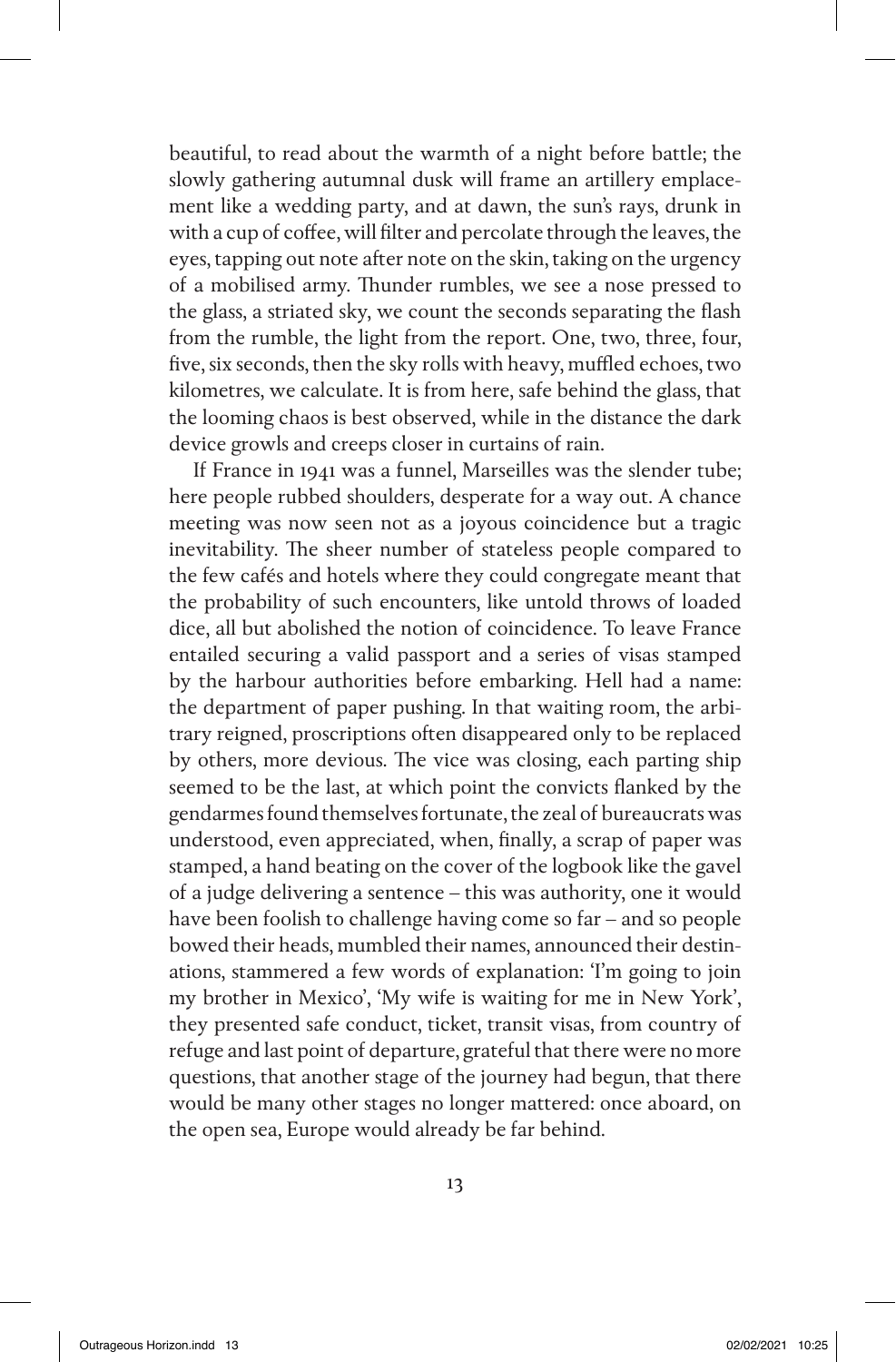beautiful, to read about the warmth of a night before battle; the slowly gathering autumnal dusk will frame an artillery emplacement like a wedding party, and at dawn, the sun's rays, drunk in with a cup of coffee, will filter and percolate through the leaves, the eyes, tapping out note after note on the skin, taking on the urgency of a mobilised army. Thunder rumbles, we see a nose pressed to the glass, a striated sky, we count the seconds separating the flash from the rumble, the light from the report. One, two, three, four, five, six seconds, then the sky rolls with heavy, muffled echoes, two kilometres, we calculate. It is from here, safe behind the glass, that the looming chaos is best observed, while in the distance the dark device growls and creeps closer in curtains of rain.

If France in 1941 was a funnel, Marseilles was the slender tube; here people rubbed shoulders, desperate for a way out. A chance meeting was now seen not as a joyous coincidence but a tragic inevitability. The sheer number of stateless people compared to the few cafés and hotels where they could congregate meant that the probability of such encounters, like untold throws of loaded dice, all but abolished the notion of coincidence. To leave France entailed securing a valid passport and a series of visas stamped by the harbour authorities before embarking. Hell had a name: the department of paper pushing. In that waiting room, the arbitrary reigned, proscriptions often disappeared only to be replaced by others, more devious. The vice was closing, each parting ship seemed to be the last, at which point the convicts flanked by the gendarmes found themselves fortunate, the zeal of bureaucrats was understood, even appreciated, when, finally, a scrap of paper was stamped, a hand beating on the cover of the logbook like the gavel of a judge delivering a sentence – this was authority, one it would have been foolish to challenge having come so far – and so people bowed their heads, mumbled their names, announced their destinations, stammered a few words of explanation: 'I'm going to join my brother in Mexico', 'My wife is waiting for me in New York', they presented safe conduct, ticket, transit visas, from country of refuge and last point of departure, grateful that there were no more questions, that another stage of the journey had begun, that there would be many other stages no longer mattered: once aboard, on the open sea, Europe would already be far behind.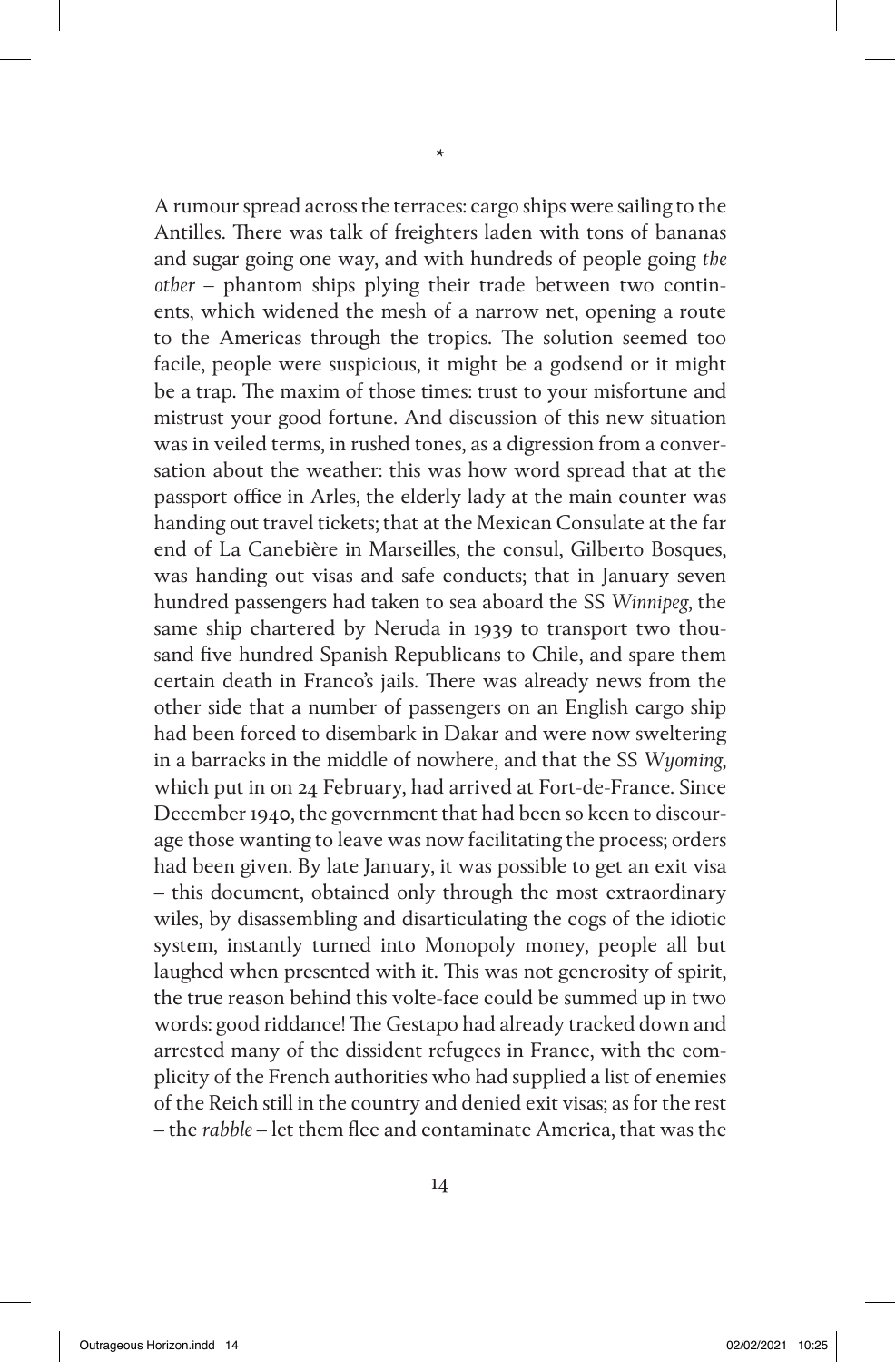\*

A rumour spread across the terraces: cargo ships were sailing to the Antilles. There was talk of freighters laden with tons of bananas and sugar going one way, and with hundreds of people going *the other* – phantom ships plying their trade between two continents, which widened the mesh of a narrow net, opening a route to the Americas through the tropics. The solution seemed too facile, people were suspicious, it might be a godsend or it might be a trap. The maxim of those times: trust to your misfortune and mistrust your good fortune. And discussion of this new situation was in veiled terms, in rushed tones, as a digression from a conversation about the weather: this was how word spread that at the passport office in Arles, the elderly lady at the main counter was handing out travel tickets; that at the Mexican Consulate at the far end of La Canebière in Marseilles, the consul, Gilberto Bosques, was handing out visas and safe conducts; that in January seven hundred passengers had taken to sea aboard the SS *Winnipeg*, the same ship chartered by Neruda in 1939 to transport two thousand five hundred Spanish Republicans to Chile, and spare them certain death in Franco's jails. There was already news from the other side that a number of passengers on an English cargo ship had been forced to disembark in Dakar and were now sweltering in a barracks in the middle of nowhere, and that the SS *Wyoming*, which put in on 24 February, had arrived at Fort-de-France. Since December 1940, the government that had been so keen to discourage those wanting to leave was now facilitating the process; orders had been given. By late January, it was possible to get an exit visa – this document, obtained only through the most extraordinary wiles, by disassembling and disarticulating the cogs of the idiotic system, instantly turned into Monopoly money, people all but laughed when presented with it. This was not generosity of spirit, the true reason behind this volte-face could be summed up in two words: good riddance! The Gestapo had already tracked down and arrested many of the dissident refugees in France, with the complicity of the French authorities who had supplied a list of enemies of the Reich still in the country and denied exit visas; as for the rest – the *rabble* – let them flee and contaminate America, that was the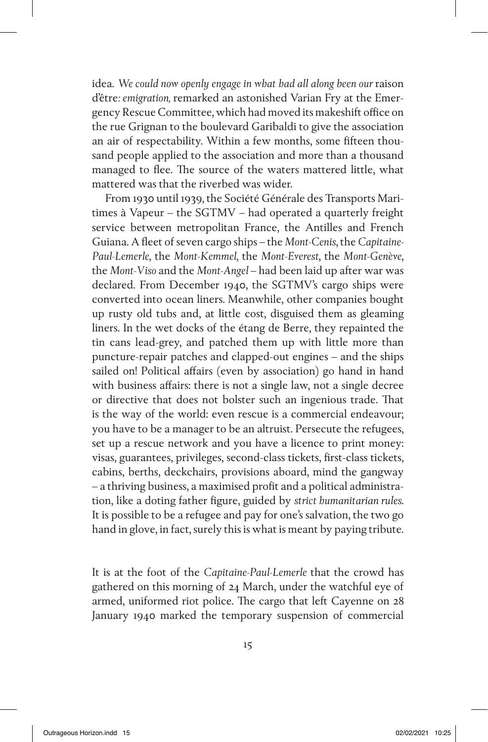idea. *We could now openly engage in what had all along been our* raison d'être*: emigration,* remarked an astonished Varian Fry at the Emergency Rescue Committee, which had moved its makeshift office on the rue Grignan to the boulevard Garibaldi to give the association an air of respectability. Within a few months, some fifteen thousand people applied to the association and more than a thousand managed to flee. The source of the waters mattered little, what mattered was that the riverbed was wider.

From 1930 until 1939, the Société Générale des Transports Maritimes à Vapeur – the SGTMV – had operated a quarterly freight service between metropolitan France, the Antilles and French Guiana. A fleet of seven cargo ships – the *Mont-Cenis*, the *Capitaine-Paul-Lemerle*, the *Mont-Kemmel*, the *Mont-Everest*, the *Mont-Genève*, the *Mont-Viso* and the *Mont-Angel* – had been laid up after war was declared. From December 1940, the SGTMV's cargo ships were converted into ocean liners. Meanwhile, other companies bought up rusty old tubs and, at little cost, disguised them as gleaming liners. In the wet docks of the étang de Berre, they repainted the tin cans lead-grey, and patched them up with little more than puncture-repair patches and clapped-out engines – and the ships sailed on! Political affairs (even by association) go hand in hand with business affairs: there is not a single law, not a single decree or directive that does not bolster such an ingenious trade. That is the way of the world: even rescue is a commercial endeavour; you have to be a manager to be an altruist. Persecute the refugees, set up a rescue network and you have a licence to print money: visas, guarantees, privileges, second-class tickets, first-class tickets, cabins, berths, deckchairs, provisions aboard, mind the gangway – a thriving business, a maximised profit and a political administration, like a doting father figure, guided by *strict humanitarian rules.* It is possible to be a refugee and pay for one's salvation, the two go hand in glove, in fact, surely this is what is meant by paying tribute.

It is at the foot of the *Capitaine-Paul-Lemerle* that the crowd has gathered on this morning of 24 March, under the watchful eye of armed, uniformed riot police. The cargo that left Cayenne on 28 January 1940 marked the temporary suspension of commercial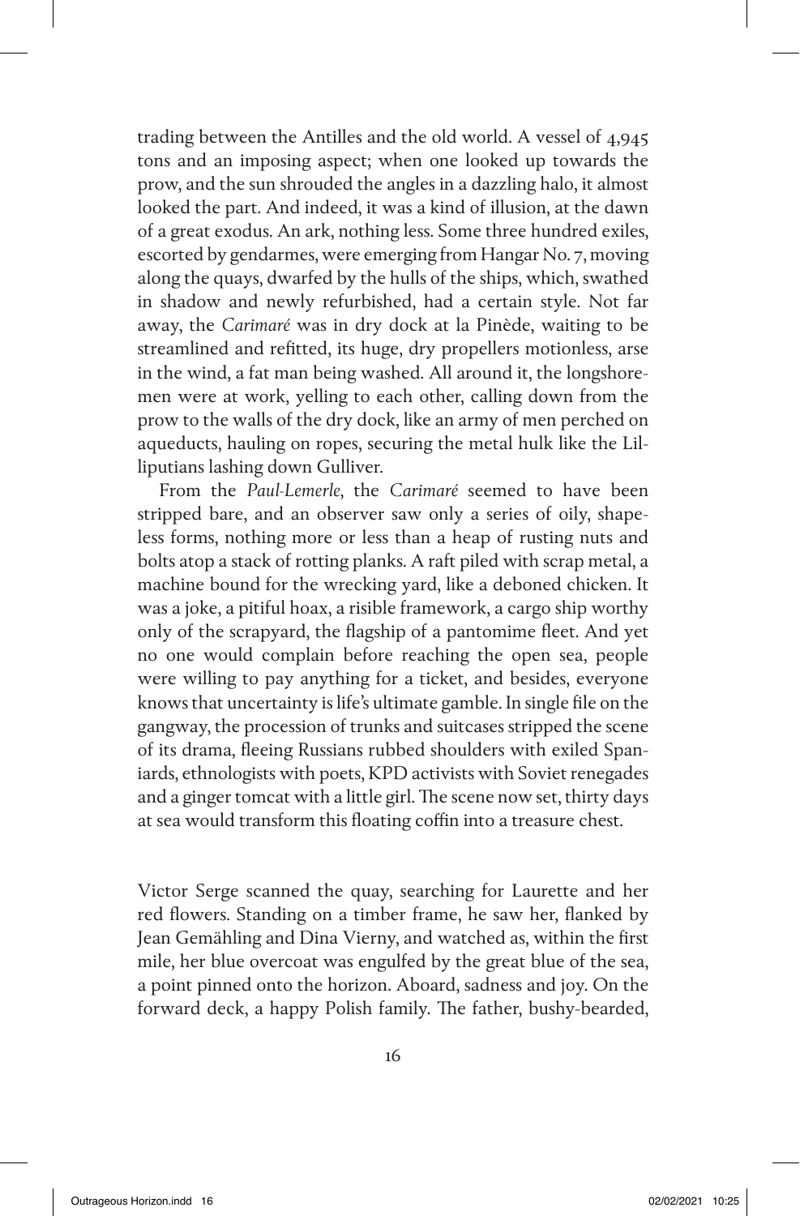trading between the Antilles and the old world. A vessel of 4,945 tons and an imposing aspect; when one looked up towards the prow, and the sun shrouded the angles in a dazzling halo, it almost looked the part. And indeed, it was a kind of illusion, at the dawn of a great exodus. An ark, nothing less. Some three hundred exiles, escorted by gendarmes, were emerging from Hangar No. 7, moving along the quays, dwarfed by the hulls of the ships, which, swathed in shadow and newly refurbished, had a certain style. Not far away, the *Carimaré* was in dry dock at la Pinède, waiting to be streamlined and refitted, its huge, dry propellers motionless, arse in the wind, a fat man being washed. All around it, the longshoremen were at work, yelling to each other, calling down from the prow to the walls of the dry dock, like an army of men perched on aqueducts, hauling on ropes, securing the metal hulk like the Lilliputians lashing down Gulliver.

From the *Paul-Lemerle*, the *Carimaré* seemed to have been stripped bare, and an observer saw only a series of oily, shapeless forms, nothing more or less than a heap of rusting nuts and bolts atop a stack of rotting planks. A raft piled with scrap metal, a machine bound for the wrecking yard, like a deboned chicken. It was a joke, a pitiful hoax, a risible framework, a cargo ship worthy only of the scrapyard, the flagship of a pantomime fleet. And yet no one would complain before reaching the open sea, people were willing to pay anything for a ticket, and besides, everyone knows that uncertainty is life's ultimate gamble. In single file on the gangway, the procession of trunks and suitcases stripped the scene of its drama, fleeing Russians rubbed shoulders with exiled Spaniards, ethnologists with poets, KPD activists with Soviet renegades and a ginger tomcat with a little girl. The scene now set, thirty days at sea would transform this floating coffin into a treasure chest.

Victor Serge scanned the quay, searching for Laurette and her red flowers. Standing on a timber frame, he saw her, flanked by Jean Gemähling and Dina Vierny, and watched as, within the first mile, her blue overcoat was engulfed by the great blue of the sea, a point pinned onto the horizon. Aboard, sadness and joy. On the forward deck, a happy Polish family. The father, bushy-bearded,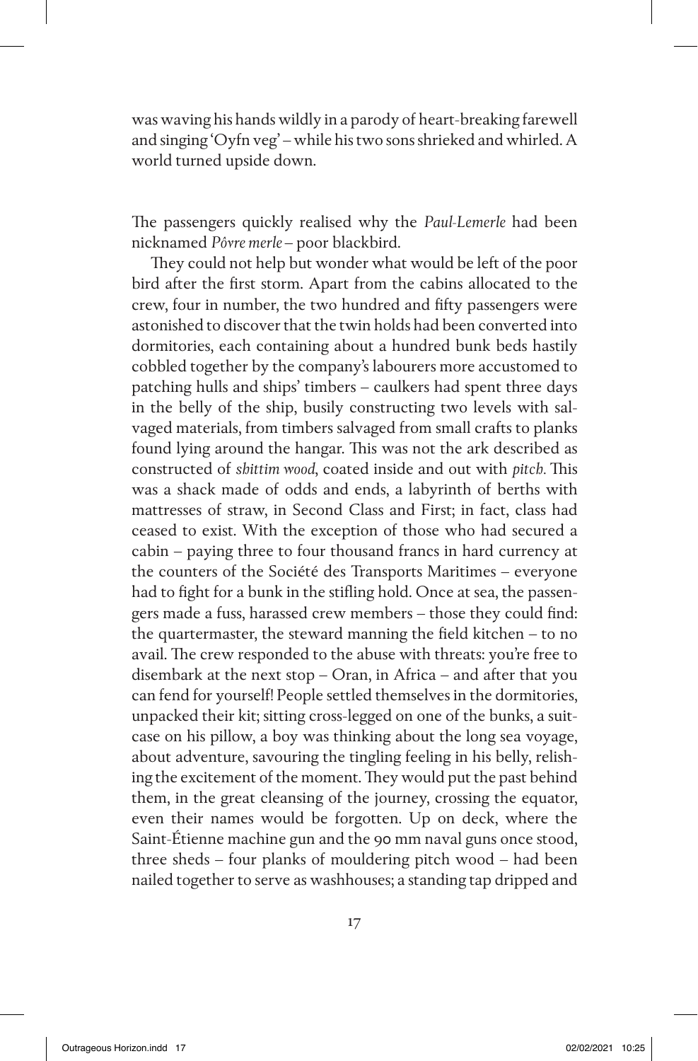was waving his hands wildly in a parody of heart-breaking farewell and singing 'Oyfn veg' – while his two sons shrieked and whirled. A world turned upside down.

The passengers quickly realised why the *Paul-Lemerle* had been nicknamed *Pôvre merle* – poor blackbird.

They could not help but wonder what would be left of the poor bird after the first storm. Apart from the cabins allocated to the crew, four in number, the two hundred and fifty passengers were astonished to discover that the twin holds had been converted into dormitories, each containing about a hundred bunk beds hastily cobbled together by the company's labourers more accustomed to patching hulls and ships' timbers – caulkers had spent three days in the belly of the ship, busily constructing two levels with salvaged materials, from timbers salvaged from small crafts to planks found lying around the hangar. This was not the ark described as constructed of *shittim wood*, coated inside and out with *pitch*. This was a shack made of odds and ends, a labyrinth of berths with mattresses of straw, in Second Class and First; in fact, class had ceased to exist. With the exception of those who had secured a cabin – paying three to four thousand francs in hard currency at the counters of the Société des Transports Maritimes – everyone had to fight for a bunk in the stifling hold. Once at sea, the passengers made a fuss, harassed crew members – those they could find: the quartermaster, the steward manning the field kitchen – to no avail. The crew responded to the abuse with threats: you're free to disembark at the next stop – Oran, in Africa – and after that you can fend for yourself! People settled themselves in the dormitories, unpacked their kit; sitting cross-legged on one of the bunks, a suitcase on his pillow, a boy was thinking about the long sea voyage, about adventure, savouring the tingling feeling in his belly, relishing the excitement of the moment. They would put the past behind them, in the great cleansing of the journey, crossing the equator, even their names would be forgotten. Up on deck, where the Saint-Étienne machine gun and the 90 mm naval guns once stood, three sheds – four planks of mouldering pitch wood – had been nailed together to serve as washhouses; a standing tap dripped and